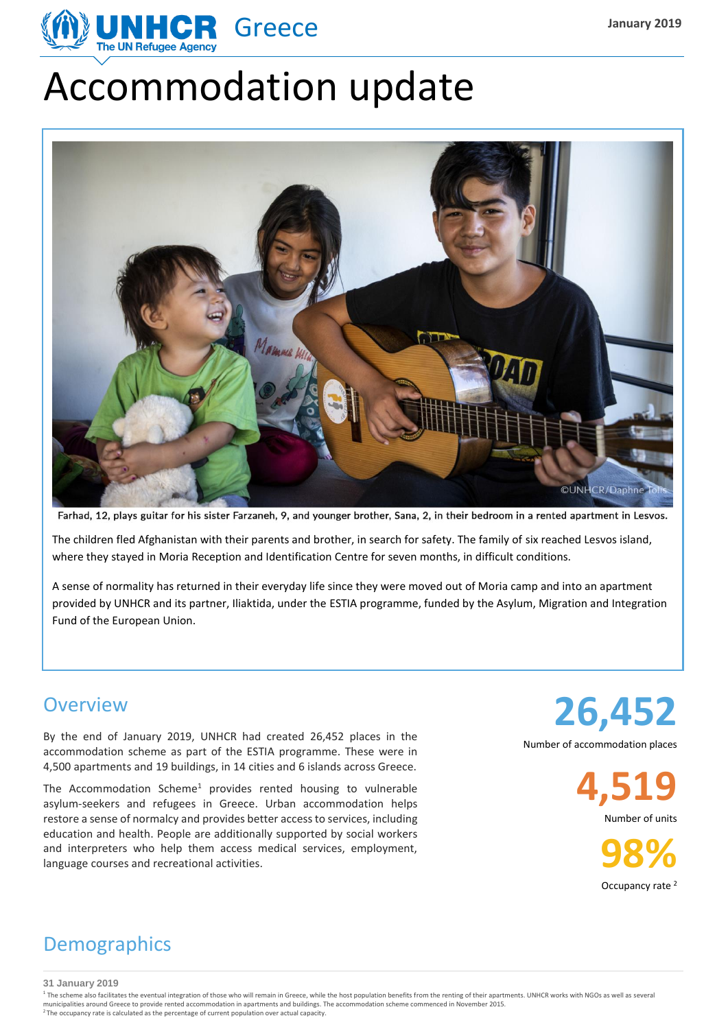January 2019

# Accommodation update

Farhad, 12, plays guitar for his sister Farzaneh, 9, and younger brother, Sana, 2, in their bedroom in a rented apartment in Lesvos.

The children fled Afghanistan with their parents and brother, in search for safety. The family of six reached Lesvos island, where they stayed in Moria Reception and Identification Centre for seven months, in difficult conditions.

A sense of normality has returned in their everyday life since they were moved out of Moria camp and into an apartment provided by UNHCR and its partner, Iliaktida, under the ESTIA programme, funded by the Asylum, Migration and Integration Fund of the European Union.

## Overview

By the end of January 2019, UNHCR had created 26,452 places in the accommodation scheme as part of the ESTIA programme. These were in 4,500 apartments and 19 buildings, in 14 cities and 6 islands across Greece.

The Accommodation Scheme[1] provides rented housing to vulnerable asylum-seekers and refugees in Greece. Urban accommodation helps restore a sense of normalcy and provides better access to services, including education and health. People are additionally supported by social workers and interpreters who help them access medical services, employment, language courses and recreational activities.

**26,452**
Number of accommodation places

**4,519**
Number of units

**98%**
Occupancy rate [2]

## Demographics

31 January 2019

[1] The scheme also facilitates the eventual integration of those who will remain in Greece, while the host population benefits from the renting of their apartments. UNHCR works with NGOs as well as several municipalities around Greece to provide rented accommodation in apartments and buildings. The accommodation scheme commenced in November 2015.

[2] The occupancy rate is calculated as the percentage of current population over actual capacity.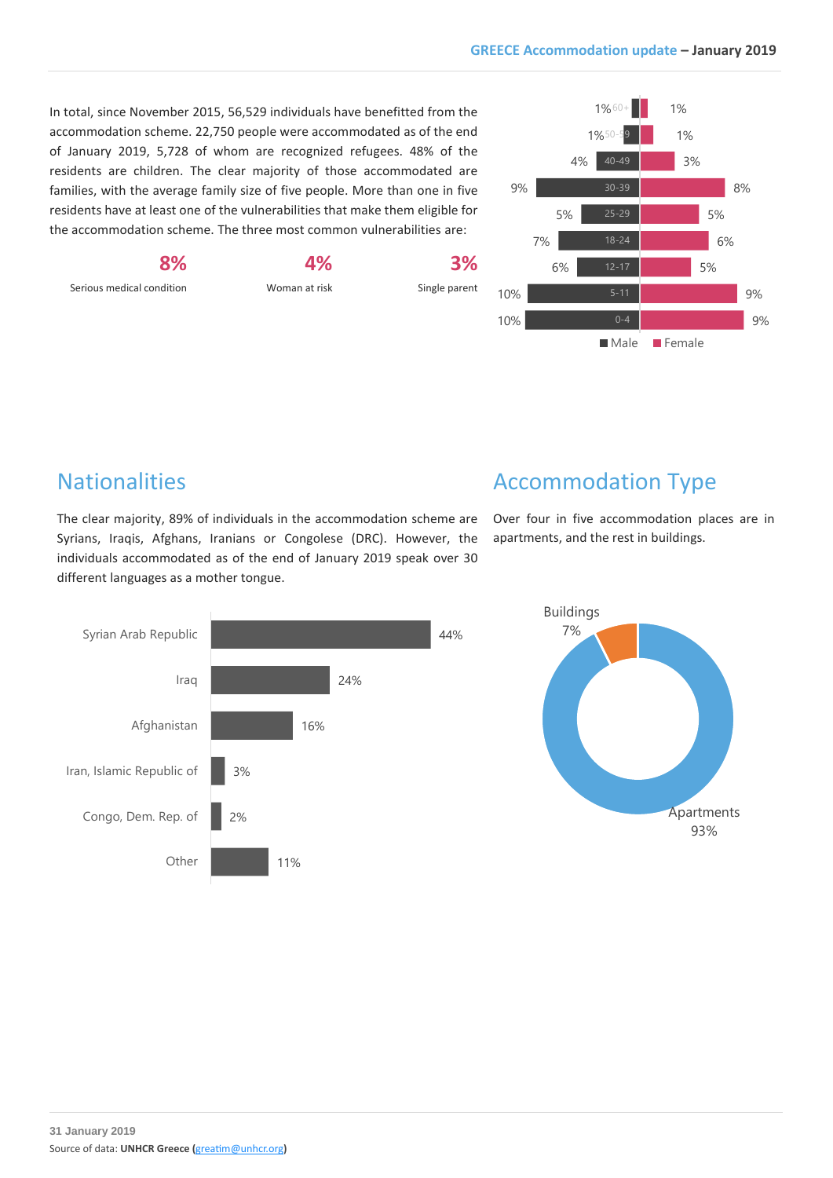In total, since November 2015, 56,529 individuals have benefitted from the accommodation scheme. 22,750 people were accommodated as of the end of January 2019, 5,728 of whom are recognized refugees. 48% of the residents are children. The clear majority of those accommodated are families, with the average family size of five people. More than one in five residents have at least one of the vulnerabilities that make them eligible for the accommodation scheme. The three most common vulnerabilities are:

| 8% | 4% | 3% |
|---|---|---|
| Serious medical condition | Woman at risk | Single parent |

| Age | Male | Female |
|---|---|---|
| 60+ | 1% | 1% |
| 50-59 | 1% | 1% |
| 40-49 | 4% | 3% |
| 30-39 | 9% | 8% |
| 25-29 | 5% | 5% |
| 18-24 | 7% | 6% |
| 12-17 | 6% | 5% |
| 5-11 | 10% | 9% |
| 0-4 | 10% | 9% |

## Nationalities

The clear majority, 89% of individuals in the accommodation scheme are Syrians, Iraqis, Afghans, Iranians or Congolese (DRC). However, the individuals accommodated as of the end of January 2019 speak over 30 different languages as a mother tongue.

| Nationality | % |
|---|---|
| Syrian Arab Republic | 44% |
| Iraq | 24% |
| Afghanistan | 16% |
| Iran, Islamic Republic of | 3% |
| Congo, Dem. Rep. of | 2% |
| Other | 11% |

## Accommodation Type

Over four in five accommodation places are in apartments, and the rest in buildings.

| Type | % |
|---|---|
| Buildings | 7% |
| Apartments | 93% |

31 January 2019

Source of data: **UNHCR Greece (**greatim@unhcr.org**)**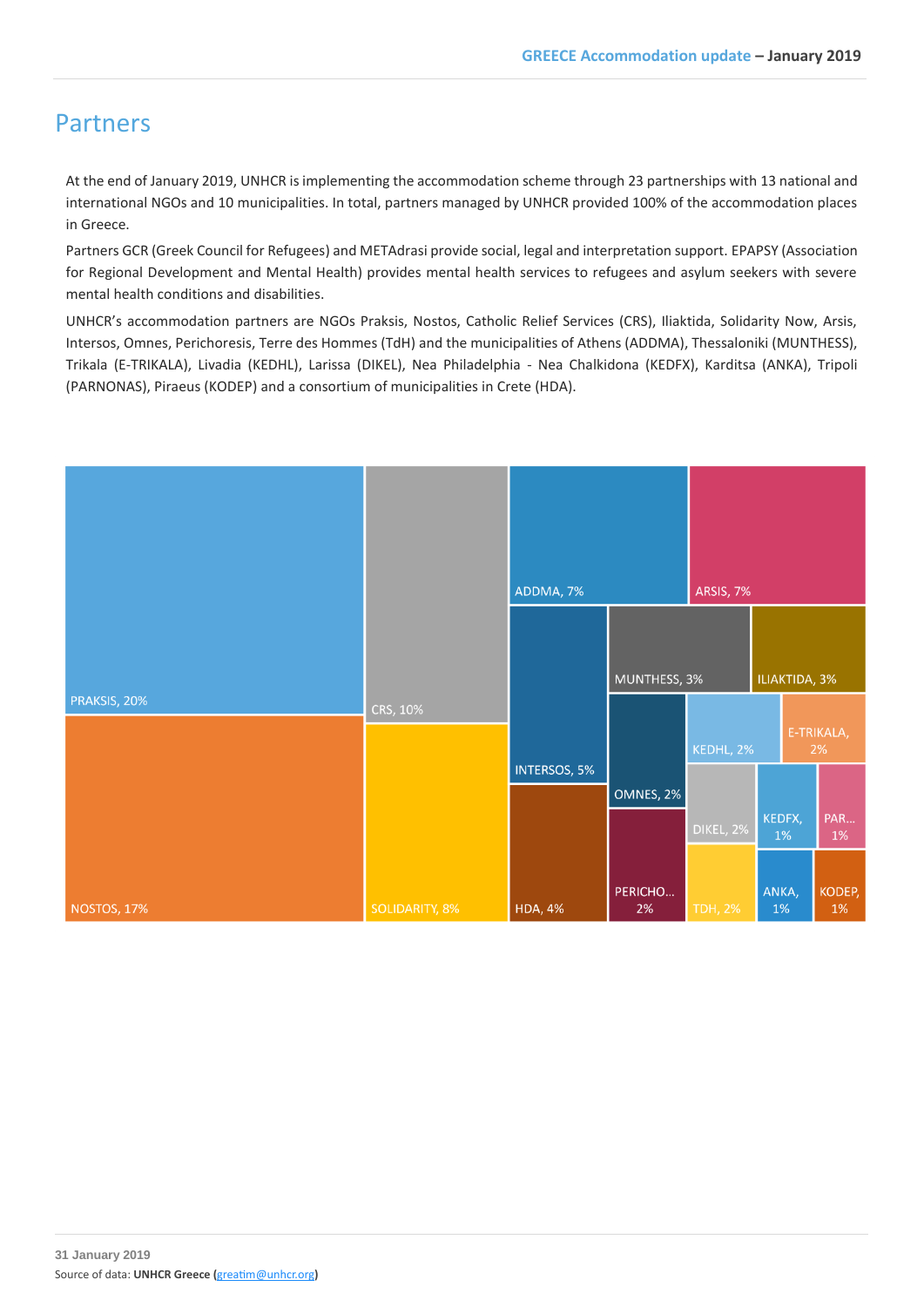## Partners

At the end of January 2019, UNHCR is implementing the accommodation scheme through 23 partnerships with 13 national and international NGOs and 10 municipalities. In total, partners managed by UNHCR provided 100% of the accommodation places in Greece.

Partners GCR (Greek Council for Refugees) and METAdrasi provide social, legal and interpretation support. EPAPSY (Association for Regional Development and Mental Health) provides mental health services to refugees and asylum seekers with severe mental health conditions and disabilities.

UNHCR's accommodation partners are NGOs Praksis, Nostos, Catholic Relief Services (CRS), Iliaktida, Solidarity Now, Arsis, Intersos, Omnes, Perichoresis, Terre des Hommes (TdH) and the municipalities of Athens (ADDMA), Thessaloniki (MUNTHESS), Trikala (E-TRIKALA), Livadia (KEDHL), Larissa (DIKEL), Nea Philadelphia - Nea Chalkidona (KEDFX), Karditsa (ANKA), Tripoli (PARNONAS), Piraeus (KODEP) and a consortium of municipalities in Crete (HDA).

PRAKSIS, 20%
NOSTOS, 17%
CRS, 10%
SOLIDARITY, 8%
ADDMA, 7%
ARSIS, 7%
INTERSOS, 5%
HDA, 4%
MUNTHESS, 3%
ILIAKTIDA, 3%
OMNES, 2%
PERICHO... 2%
KEDHL, 2%
E-TRIKALA, 2%
DIKEL, 2%
TDH, 2%
KEDFX, 1%
PAR... 1%
ANKA, 1%
KODEP, 1%

31 January 2019
Source of data: **UNHCR Greece** (greatim@unhcr.org)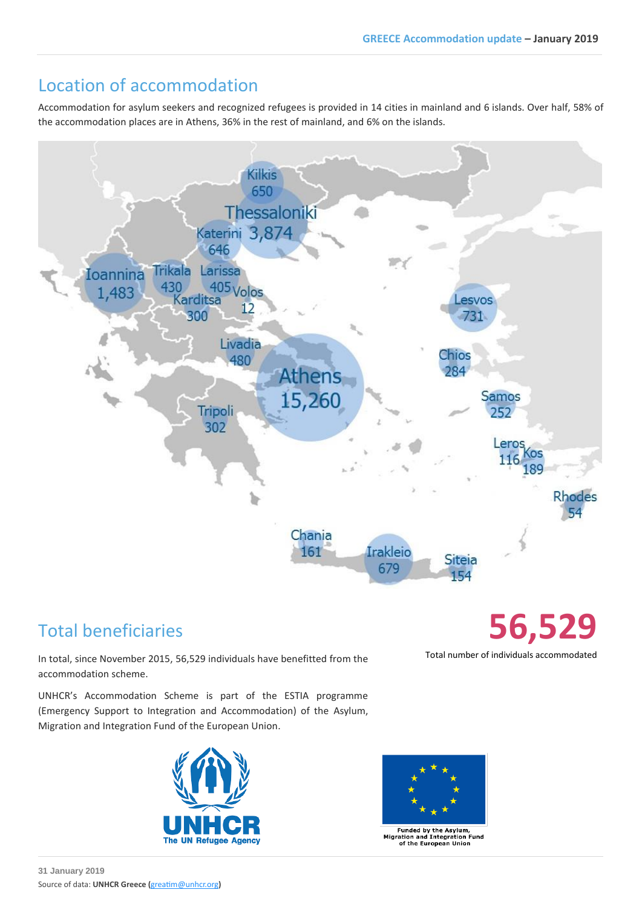## Location of accommodation

Accommodation for asylum seekers and recognized refugees is provided in 14 cities in mainland and 6 islands. Over half, 58% of the accommodation places are in Athens, 36% in the rest of mainland, and 6% on the islands.

Kilkis 650

Thessaloniki 3,874

Katerini 646

Ioannina 1,483

Trikala 430

Larissa 405

Volos 12

Karditsa 300

Lesvos 731

Livadia 480

Chios 284

Athens 15,260

Samos 252

Tripoli 302

Leros 116

Kos 189

Rhodes 54

Chania 161

Irakleio 679

Siteia 154

## Total beneficiaries

**56,529**

Total number of individuals accommodated

In total, since November 2015, 56,529 individuals have benefitted from the accommodation scheme.

UNHCR's Accommodation Scheme is part of the ESTIA programme (Emergency Support to Integration and Accommodation) of the Asylum, Migration and Integration Fund of the European Union.

UNHCR The UN Refugee Agency

Funded by the Asylum, Migration and Integration Fund of the European Union

**31 January 2019**

Source of data: **UNHCR Greece (**greatim@unhcr.org**)**